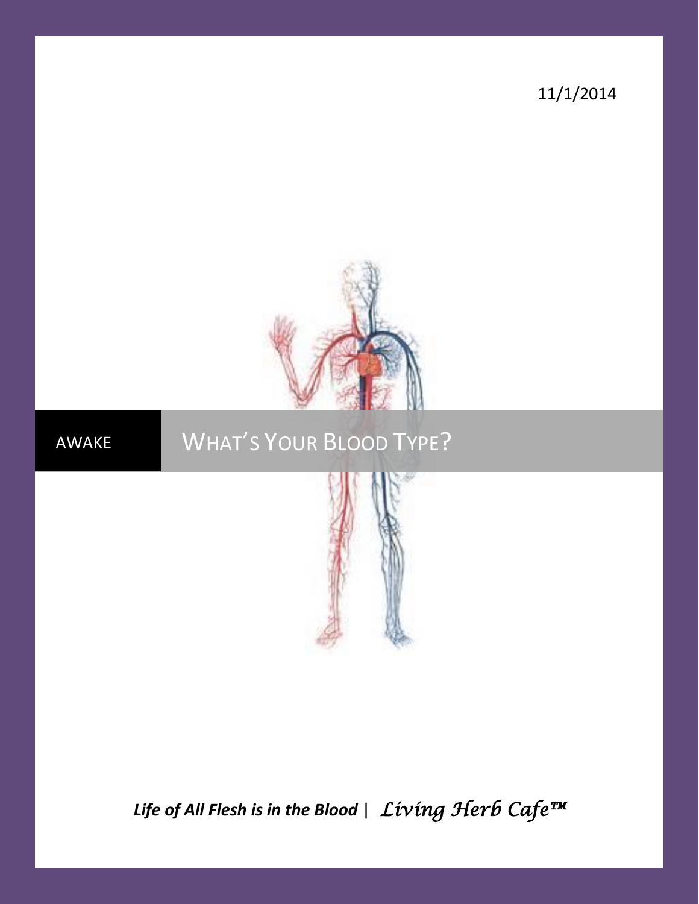11/1/2014

AWAKE

# WHAT'S YOUR BLOOD TYPE?

***Life of All Flesh is in the Blood*** | *Living Herb Cafe™*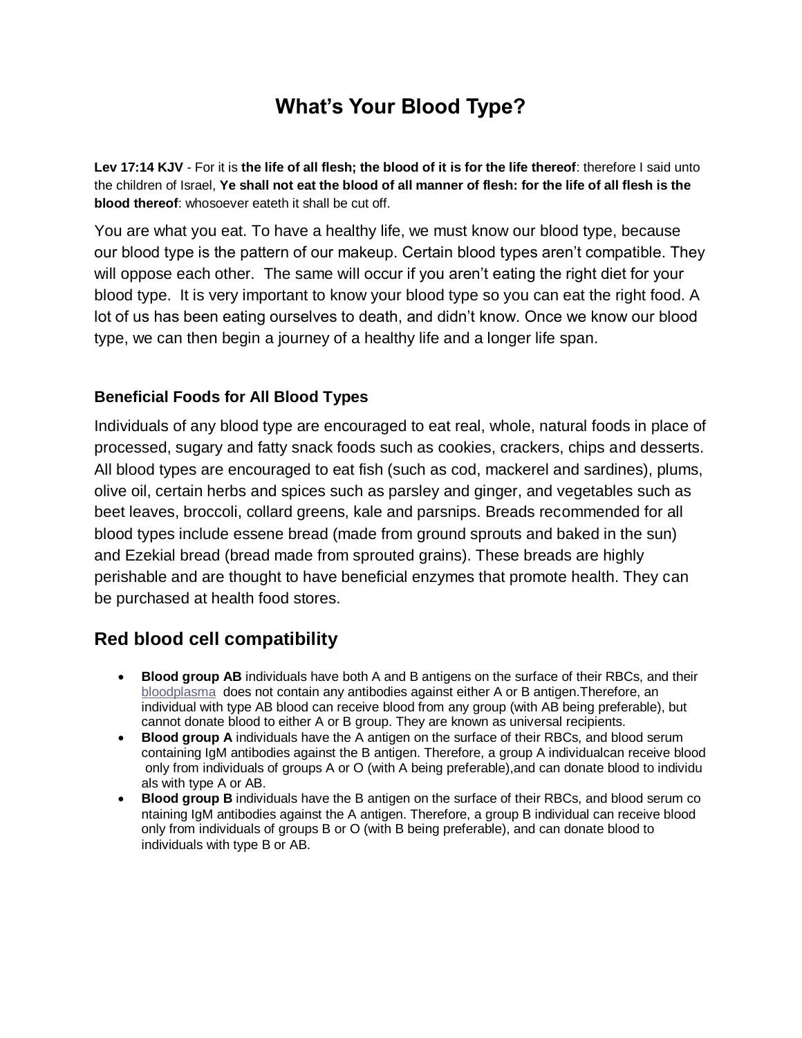# What's Your Blood Type?

**Lev 17:14 KJV** - For it is **the life of all flesh; the blood of it is for the life thereof**: therefore I said unto the children of Israel, **Ye shall not eat the blood of all manner of flesh: for the life of all flesh is the blood thereof**: whosoever eateth it shall be cut off.

You are what you eat. To have a healthy life, we must know our blood type, because our blood type is the pattern of our makeup. Certain blood types aren't compatible. They will oppose each other. The same will occur if you aren't eating the right diet for your blood type. It is very important to know your blood type so you can eat the right food. A lot of us has been eating ourselves to death, and didn't know. Once we know our blood type, we can then begin a journey of a healthy life and a longer life span.

### Beneficial Foods for All Blood Types

Individuals of any blood type are encouraged to eat real, whole, natural foods in place of processed, sugary and fatty snack foods such as cookies, crackers, chips and desserts. All blood types are encouraged to eat fish (such as cod, mackerel and sardines), plums, olive oil, certain herbs and spices such as parsley and ginger, and vegetables such as beet leaves, broccoli, collard greens, kale and parsnips. Breads recommended for all blood types include essene bread (made from ground sprouts and baked in the sun) and Ezekial bread (bread made from sprouted grains). These breads are highly perishable and are thought to have beneficial enzymes that promote health. They can be purchased at health food stores.

## Red blood cell compatibility

- **Blood group AB** individuals have both A and B antigens on the surface of their RBCs, and their bloodplasma does not contain any antibodies against either A or B antigen.Therefore, an individual with type AB blood can receive blood from any group (with AB being preferable), but cannot donate blood to either A or B group. They are known as universal recipients.
- **Blood group A** individuals have the A antigen on the surface of their RBCs, and blood serum containing IgM antibodies against the B antigen. Therefore, a group A individualcan receive blood only from individuals of groups A or O (with A being preferable),and can donate blood to individuals with type A or AB.
- **Blood group B** individuals have the B antigen on the surface of their RBCs, and blood serum containing IgM antibodies against the A antigen. Therefore, a group B individual can receive blood only from individuals of groups B or O (with B being preferable), and can donate blood to individuals with type B or AB.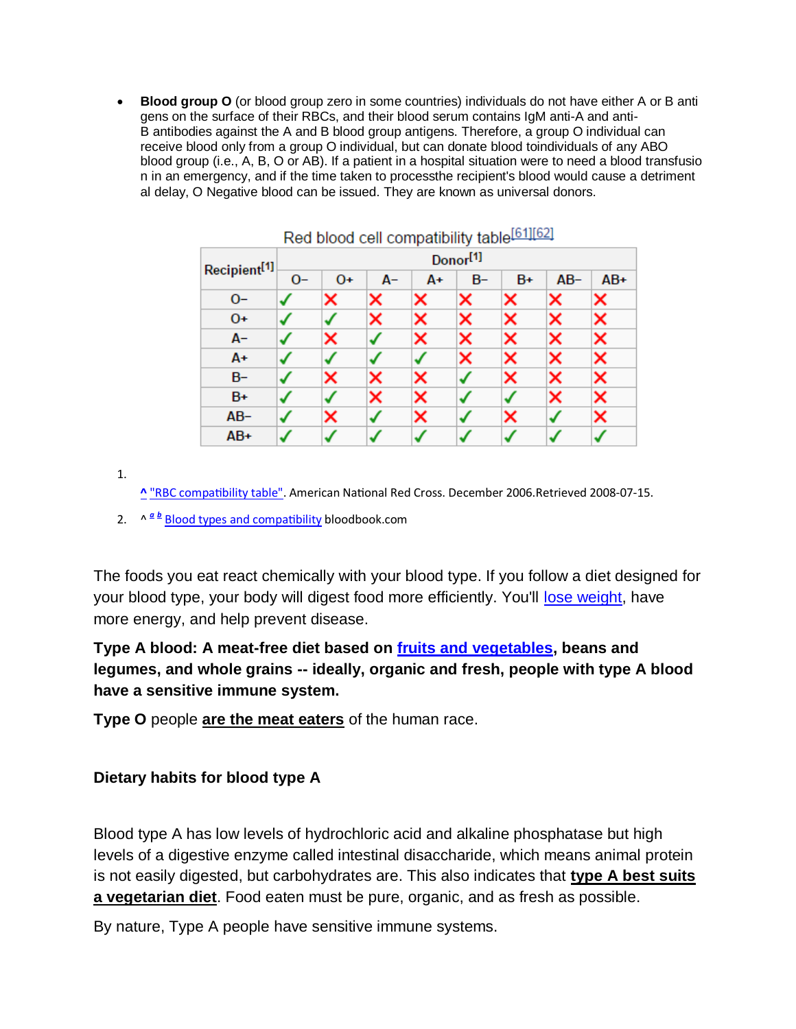- **Blood group O** (or blood group zero in some countries) individuals do not have either A or B anti gens on the surface of their RBCs, and their blood serum contains IgM anti-A and anti-B antibodies against the A and B blood group antigens. Therefore, a group O individual can receive blood only from a group O individual, but can donate blood toindividuals of any ABO blood group (i.e., A, B, O or AB). If a patient in a hospital situation were to need a blood transfusio n in an emergency, and if the time taken to processthe recipient's blood would cause a detriment al delay, O Negative blood can be issued. They are known as universal donors.

Red blood cell compatibility table[61][62]

| Recipient[1] | Donor[1] | | | | | | | |
|---|---|---|---|---|---|---|---|---|
| | O− | O+ | A− | A+ | B− | B+ | AB− | AB+ |
| O− | ✓ | ✗ | ✗ | ✗ | ✗ | ✗ | ✗ | ✗ |
| O+ | ✓ | ✓ | ✗ | ✗ | ✗ | ✗ | ✗ | ✗ |
| A− | ✓ | ✗ | ✓ | ✗ | ✗ | ✗ | ✗ | ✗ |
| A+ | ✓ | ✓ | ✓ | ✓ | ✗ | ✗ | ✗ | ✗ |
| B− | ✓ | ✗ | ✗ | ✗ | ✓ | ✗ | ✗ | ✗ |
| B+ | ✓ | ✓ | ✗ | ✗ | ✓ | ✓ | ✗ | ✗ |
| AB− | ✓ | ✗ | ✓ | ✗ | ✓ | ✗ | ✓ | ✗ |
| AB+ | ✓ | ✓ | ✓ | ✓ | ✓ | ✓ | ✓ | ✓ |

1. ^ "RBC compatibility table". American National Red Cross. December 2006.Retrieved 2008-07-15.
2. ^ a b Blood types and compatibility bloodbook.com

The foods you eat react chemically with your blood type. If you follow a diet designed for your blood type, your body will digest food more efficiently. You'll lose weight, have more energy, and help prevent disease.

**Type A blood: A meat-free diet based on fruits and vegetables, beans and legumes, and whole grains -- ideally, organic and fresh, people with type A blood have a sensitive immune system.**

**Type O** people **are the meat eaters** of the human race.

**Dietary habits for blood type A**

Blood type A has low levels of hydrochloric acid and alkaline phosphatase but high levels of a digestive enzyme called intestinal disaccharide, which means animal protein is not easily digested, but carbohydrates are. This also indicates that **type A best suits a vegetarian diet**. Food eaten must be pure, organic, and as fresh as possible.

By nature, Type A people have sensitive immune systems.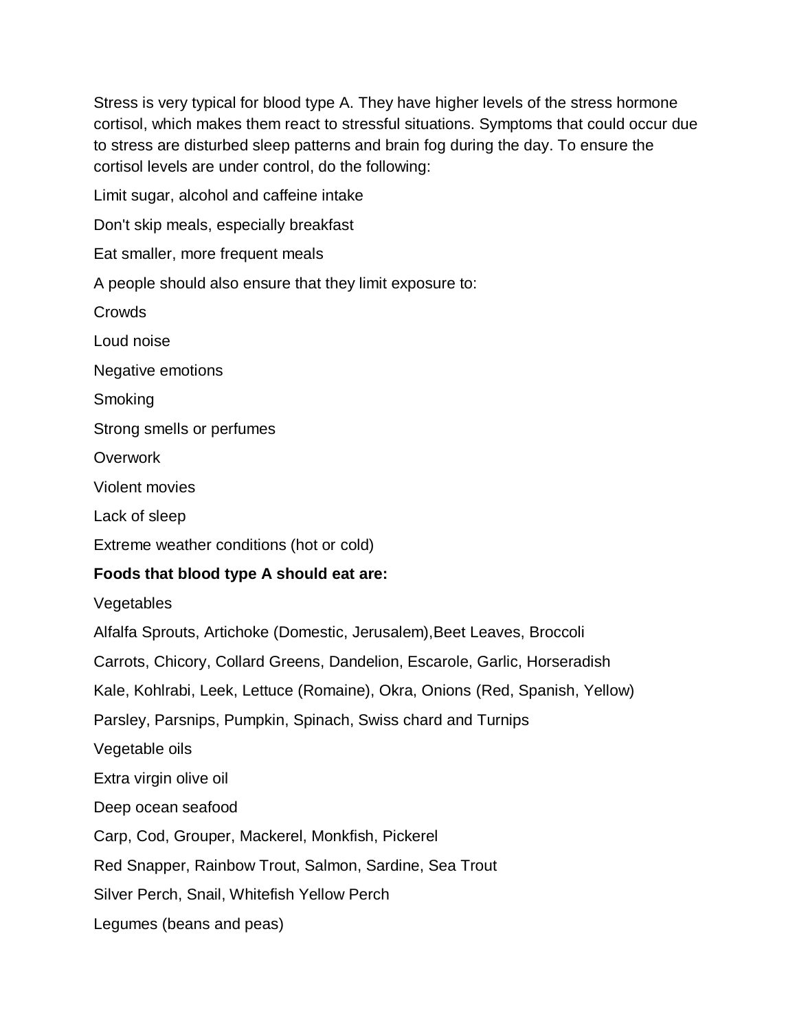Stress is very typical for blood type A. They have higher levels of the stress hormone cortisol, which makes them react to stressful situations. Symptoms that could occur due to stress are disturbed sleep patterns and brain fog during the day. To ensure the cortisol levels are under control, do the following:

Limit sugar, alcohol and caffeine intake

Don't skip meals, especially breakfast

Eat smaller, more frequent meals

A people should also ensure that they limit exposure to:

Crowds

Loud noise

Negative emotions

Smoking

Strong smells or perfumes

Overwork

Violent movies

Lack of sleep

Extreme weather conditions (hot or cold)

**Foods that blood type A should eat are:**

Vegetables

Alfalfa Sprouts, Artichoke (Domestic, Jerusalem),Beet Leaves, Broccoli

Carrots, Chicory, Collard Greens, Dandelion, Escarole, Garlic, Horseradish

Kale, Kohlrabi, Leek, Lettuce (Romaine), Okra, Onions (Red, Spanish, Yellow)

Parsley, Parsnips, Pumpkin, Spinach, Swiss chard and Turnips

Vegetable oils

Extra virgin olive oil

Deep ocean seafood

Carp, Cod, Grouper, Mackerel, Monkfish, Pickerel

Red Snapper, Rainbow Trout, Salmon, Sardine, Sea Trout

Silver Perch, Snail, Whitefish Yellow Perch

Legumes (beans and peas)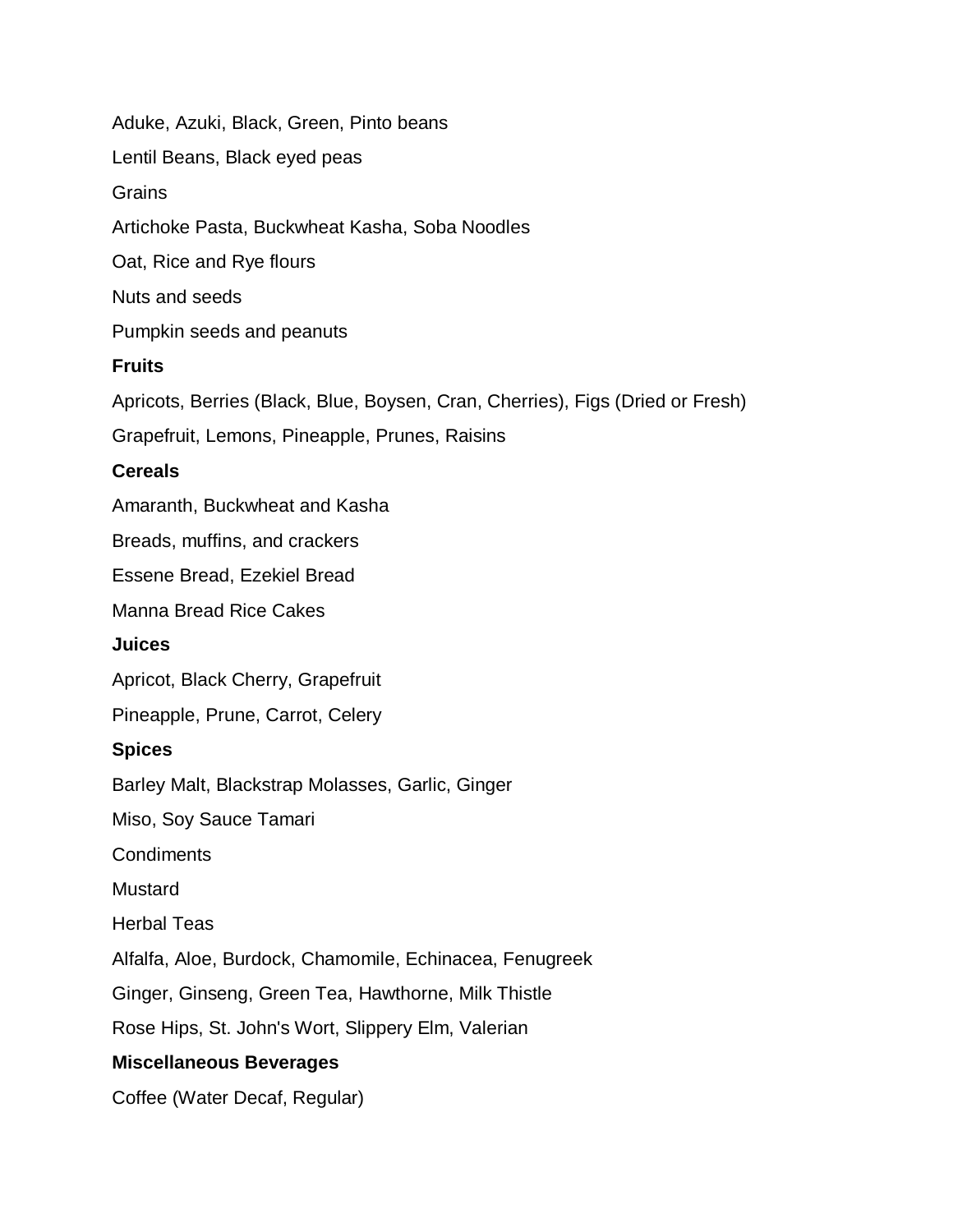Aduke, Azuki, Black, Green, Pinto beans

Lentil Beans, Black eyed peas

Grains

Artichoke Pasta, Buckwheat Kasha, Soba Noodles

Oat, Rice and Rye flours

Nuts and seeds

Pumpkin seeds and peanuts

**Fruits**

Apricots, Berries (Black, Blue, Boysen, Cran, Cherries), Figs (Dried or Fresh)

Grapefruit, Lemons, Pineapple, Prunes, Raisins

**Cereals**

Amaranth, Buckwheat and Kasha

Breads, muffins, and crackers

Essene Bread, Ezekiel Bread

Manna Bread Rice Cakes

**Juices**

Apricot, Black Cherry, Grapefruit

Pineapple, Prune, Carrot, Celery

**Spices**

Barley Malt, Blackstrap Molasses, Garlic, Ginger

Miso, Soy Sauce Tamari

Condiments

Mustard

Herbal Teas

Alfalfa, Aloe, Burdock, Chamomile, Echinacea, Fenugreek

Ginger, Ginseng, Green Tea, Hawthorne, Milk Thistle

Rose Hips, St. John's Wort, Slippery Elm, Valerian

**Miscellaneous Beverages**

Coffee (Water Decaf, Regular)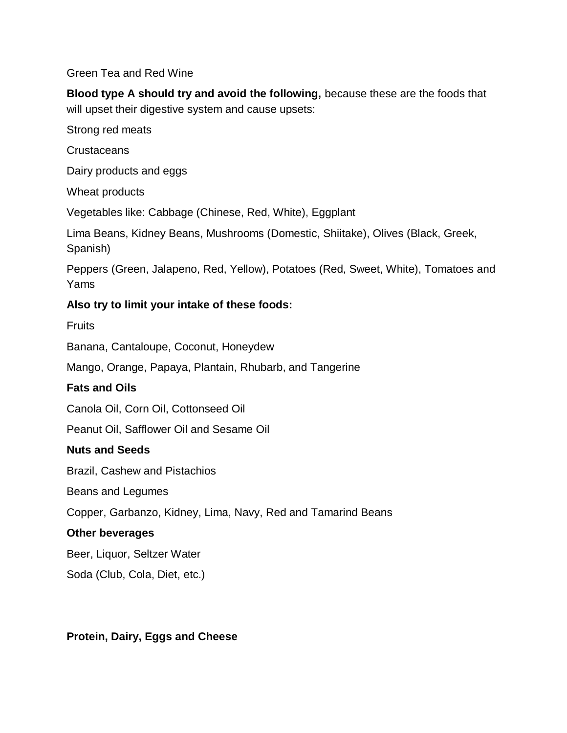Green Tea and Red Wine

**Blood type A should try and avoid the following,** because these are the foods that will upset their digestive system and cause upsets:

Strong red meats

Crustaceans

Dairy products and eggs

Wheat products

Vegetables like: Cabbage (Chinese, Red, White), Eggplant

Lima Beans, Kidney Beans, Mushrooms (Domestic, Shiitake), Olives (Black, Greek, Spanish)

Peppers (Green, Jalapeno, Red, Yellow), Potatoes (Red, Sweet, White), Tomatoes and Yams

**Also try to limit your intake of these foods:**

Fruits

Banana, Cantaloupe, Coconut, Honeydew

Mango, Orange, Papaya, Plantain, Rhubarb, and Tangerine

**Fats and Oils**

Canola Oil, Corn Oil, Cottonseed Oil

Peanut Oil, Safflower Oil and Sesame Oil

**Nuts and Seeds**

Brazil, Cashew and Pistachios

Beans and Legumes

Copper, Garbanzo, Kidney, Lima, Navy, Red and Tamarind Beans

**Other beverages**

Beer, Liquor, Seltzer Water

Soda (Club, Cola, Diet, etc.)

**Protein, Dairy, Eggs and Cheese**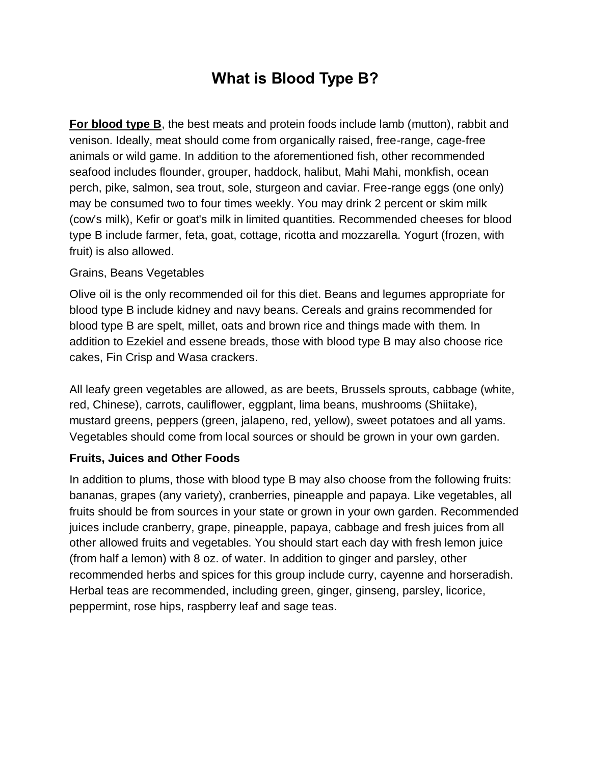# What is Blood Type B?

**For blood type B**, the best meats and protein foods include lamb (mutton), rabbit and venison. Ideally, meat should come from organically raised, free-range, cage-free animals or wild game. In addition to the aforementioned fish, other recommended seafood includes flounder, grouper, haddock, halibut, Mahi Mahi, monkfish, ocean perch, pike, salmon, sea trout, sole, sturgeon and caviar. Free-range eggs (one only) may be consumed two to four times weekly. You may drink 2 percent or skim milk (cow's milk), Kefir or goat's milk in limited quantities. Recommended cheeses for blood type B include farmer, feta, goat, cottage, ricotta and mozzarella. Yogurt (frozen, with fruit) is also allowed.

Grains, Beans Vegetables

Olive oil is the only recommended oil for this diet. Beans and legumes appropriate for blood type B include kidney and navy beans. Cereals and grains recommended for blood type B are spelt, millet, oats and brown rice and things made with them. In addition to Ezekiel and essene breads, those with blood type B may also choose rice cakes, Fin Crisp and Wasa crackers.

All leafy green vegetables are allowed, as are beets, Brussels sprouts, cabbage (white, red, Chinese), carrots, cauliflower, eggplant, lima beans, mushrooms (Shiitake), mustard greens, peppers (green, jalapeno, red, yellow), sweet potatoes and all yams. Vegetables should come from local sources or should be grown in your own garden.

**Fruits, Juices and Other Foods**

In addition to plums, those with blood type B may also choose from the following fruits: bananas, grapes (any variety), cranberries, pineapple and papaya. Like vegetables, all fruits should be from sources in your state or grown in your own garden. Recommended juices include cranberry, grape, pineapple, papaya, cabbage and fresh juices from all other allowed fruits and vegetables. You should start each day with fresh lemon juice (from half a lemon) with 8 oz. of water. In addition to ginger and parsley, other recommended herbs and spices for this group include curry, cayenne and horseradish. Herbal teas are recommended, including green, ginger, ginseng, parsley, licorice, peppermint, rose hips, raspberry leaf and sage teas.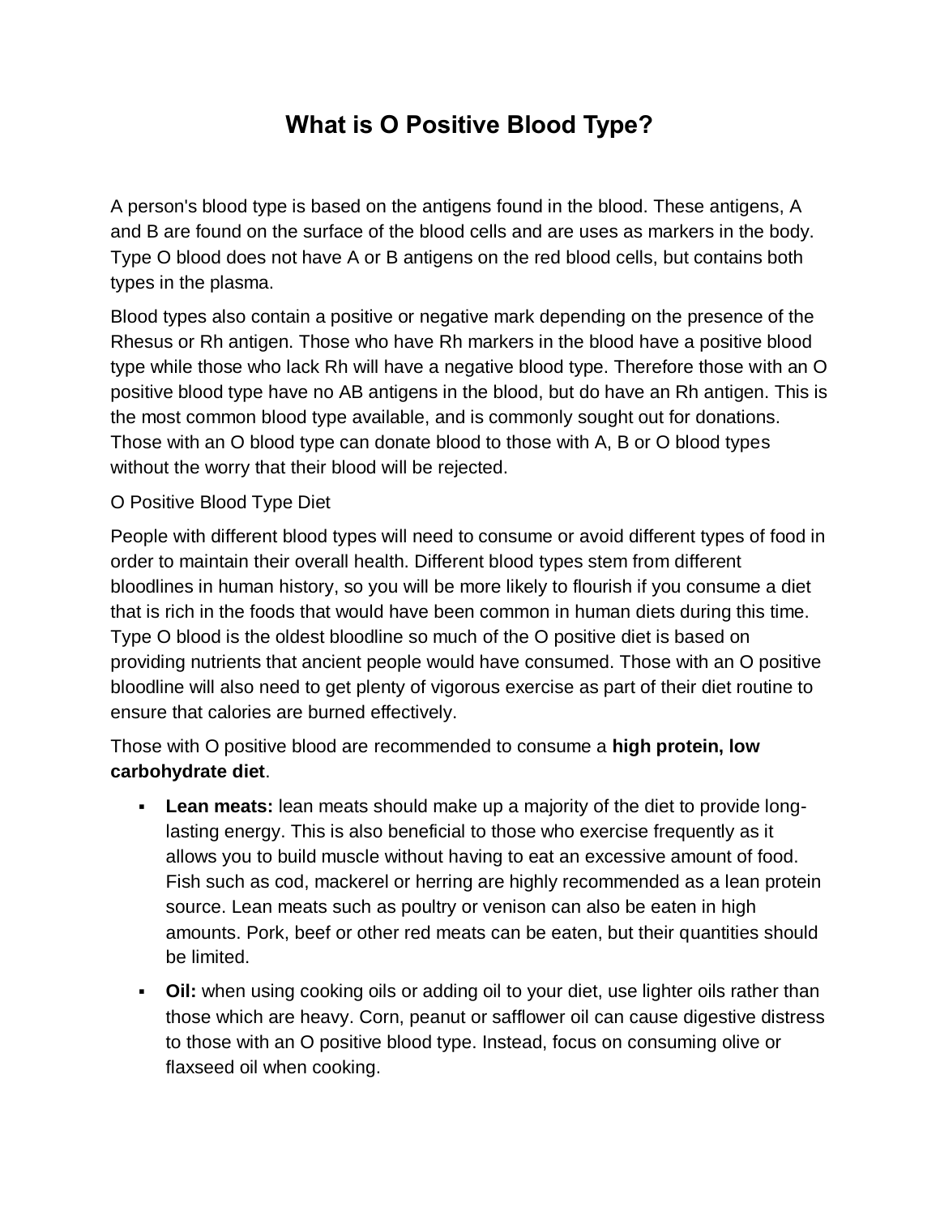# What is O Positive Blood Type?

A person's blood type is based on the antigens found in the blood. These antigens, A and B are found on the surface of the blood cells and are uses as markers in the body. Type O blood does not have A or B antigens on the red blood cells, but contains both types in the plasma.

Blood types also contain a positive or negative mark depending on the presence of the Rhesus or Rh antigen. Those who have Rh markers in the blood have a positive blood type while those who lack Rh will have a negative blood type. Therefore those with an O positive blood type have no AB antigens in the blood, but do have an Rh antigen. This is the most common blood type available, and is commonly sought out for donations. Those with an O blood type can donate blood to those with A, B or O blood types without the worry that their blood will be rejected.

O Positive Blood Type Diet

People with different blood types will need to consume or avoid different types of food in order to maintain their overall health. Different blood types stem from different bloodlines in human history, so you will be more likely to flourish if you consume a diet that is rich in the foods that would have been common in human diets during this time. Type O blood is the oldest bloodline so much of the O positive diet is based on providing nutrients that ancient people would have consumed. Those with an O positive bloodline will also need to get plenty of vigorous exercise as part of their diet routine to ensure that calories are burned effectively.

Those with O positive blood are recommended to consume a **high protein, low carbohydrate diet**.

- **Lean meats:** lean meats should make up a majority of the diet to provide long-lasting energy. This is also beneficial to those who exercise frequently as it allows you to build muscle without having to eat an excessive amount of food. Fish such as cod, mackerel or herring are highly recommended as a lean protein source. Lean meats such as poultry or venison can also be eaten in high amounts. Pork, beef or other red meats can be eaten, but their quantities should be limited.
- **Oil:** when using cooking oils or adding oil to your diet, use lighter oils rather than those which are heavy. Corn, peanut or safflower oil can cause digestive distress to those with an O positive blood type. Instead, focus on consuming olive or flaxseed oil when cooking.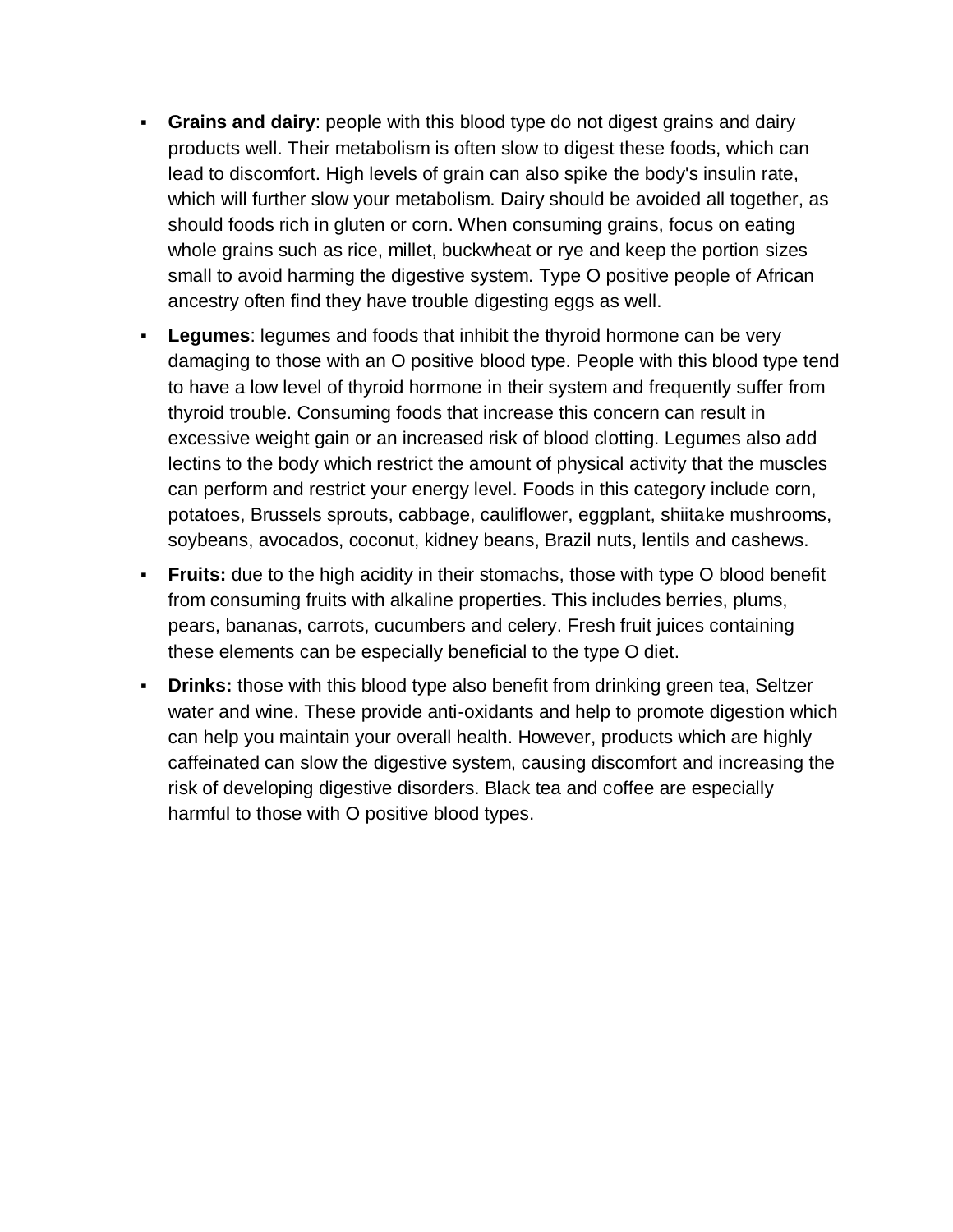- **Grains and dairy**: people with this blood type do not digest grains and dairy products well. Their metabolism is often slow to digest these foods, which can lead to discomfort. High levels of grain can also spike the body's insulin rate, which will further slow your metabolism. Dairy should be avoided all together, as should foods rich in gluten or corn. When consuming grains, focus on eating whole grains such as rice, millet, buckwheat or rye and keep the portion sizes small to avoid harming the digestive system. Type O positive people of African ancestry often find they have trouble digesting eggs as well.
- **Legumes**: legumes and foods that inhibit the thyroid hormone can be very damaging to those with an O positive blood type. People with this blood type tend to have a low level of thyroid hormone in their system and frequently suffer from thyroid trouble. Consuming foods that increase this concern can result in excessive weight gain or an increased risk of blood clotting. Legumes also add lectins to the body which restrict the amount of physical activity that the muscles can perform and restrict your energy level. Foods in this category include corn, potatoes, Brussels sprouts, cabbage, cauliflower, eggplant, shiitake mushrooms, soybeans, avocados, coconut, kidney beans, Brazil nuts, lentils and cashews.
- **Fruits:** due to the high acidity in their stomachs, those with type O blood benefit from consuming fruits with alkaline properties. This includes berries, plums, pears, bananas, carrots, cucumbers and celery. Fresh fruit juices containing these elements can be especially beneficial to the type O diet.
- **Drinks:** those with this blood type also benefit from drinking green tea, Seltzer water and wine. These provide anti-oxidants and help to promote digestion which can help you maintain your overall health. However, products which are highly caffeinated can slow the digestive system, causing discomfort and increasing the risk of developing digestive disorders. Black tea and coffee are especially harmful to those with O positive blood types.